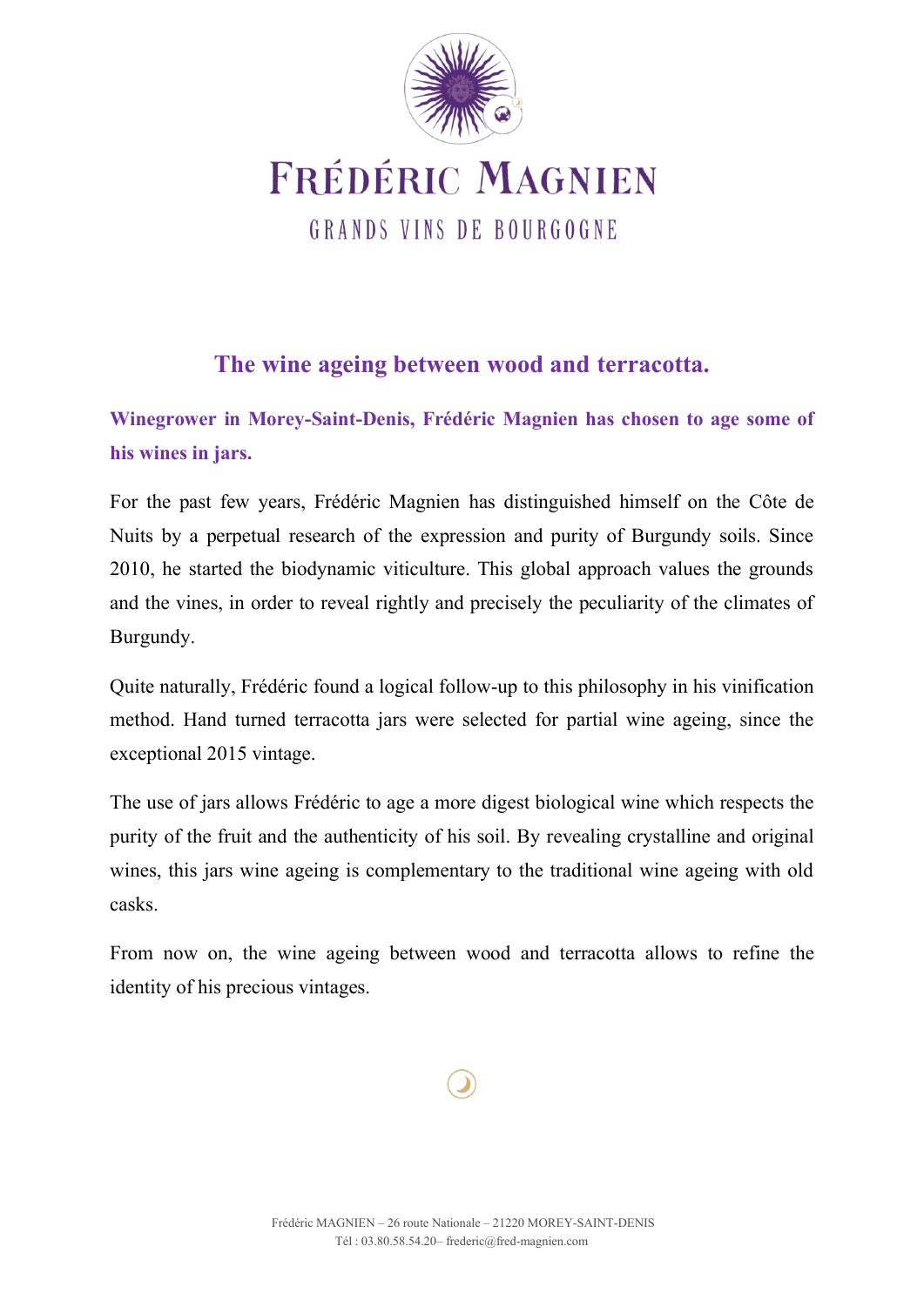# FRÉDÉRIC MAGNIEN

GRANDS VINS DE BOURGOGNE

## The wine ageing between wood and terracotta.

**Winegrower in Morey-Saint-Denis, Frédéric Magnien has chosen to age some of his wines in jars.**

For the past few years, Frédéric Magnien has distinguished himself on the Côte de Nuits by a perpetual research of the expression and purity of Burgundy soils. Since 2010, he started the biodynamic viticulture. This global approach values the grounds and the vines, in order to reveal rightly and precisely the peculiarity of the climates of Burgundy.

Quite naturally, Frédéric found a logical follow-up to this philosophy in his vinification method. Hand turned terracotta jars were selected for partial wine ageing, since the exceptional 2015 vintage.

The use of jars allows Frédéric to age a more digest biological wine which respects the purity of the fruit and the authenticity of his soil. By revealing crystalline and original wines, this jars wine ageing is complementary to the traditional wine ageing with old casks.

From now on, the wine ageing between wood and terracotta allows to refine the identity of his precious vintages.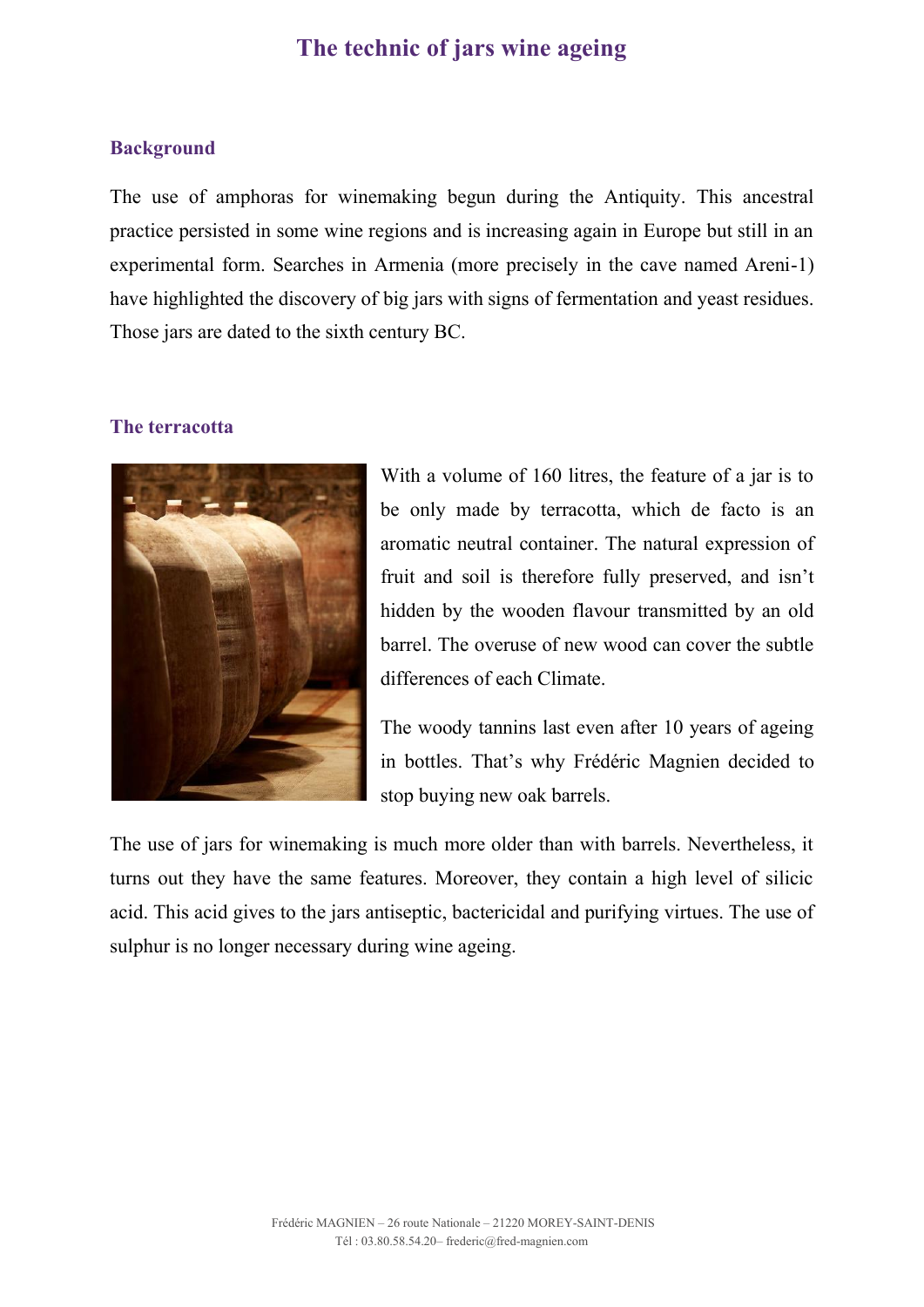# The technic of jars wine ageing

## Background

The use of amphoras for winemaking begun during the Antiquity. This ancestral practice persisted in some wine regions and is increasing again in Europe but still in an experimental form. Searches in Armenia (more precisely in the cave named Areni-1) have highlighted the discovery of big jars with signs of fermentation and yeast residues. Those jars are dated to the sixth century BC.

## The terracotta

With a volume of 160 litres, the feature of a jar is to be only made by terracotta, which de facto is an aromatic neutral container. The natural expression of fruit and soil is therefore fully preserved, and isn't hidden by the wooden flavour transmitted by an old barrel. The overuse of new wood can cover the subtle differences of each Climate.

The woody tannins last even after 10 years of ageing in bottles. That's why Frédéric Magnien decided to stop buying new oak barrels.

The use of jars for winemaking is much more older than with barrels. Nevertheless, it turns out they have the same features. Moreover, they contain a high level of silicic acid. This acid gives to the jars antiseptic, bactericidal and purifying virtues. The use of sulphur is no longer necessary during wine ageing.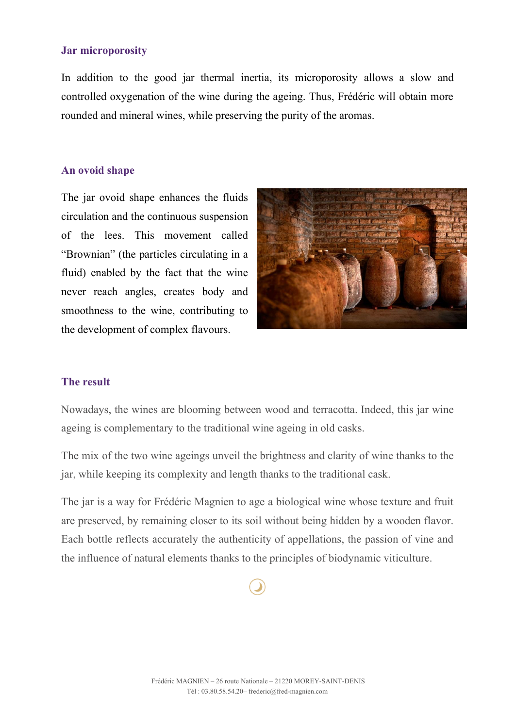## Jar microporosity

In addition to the good jar thermal inertia, its microporosity allows a slow and controlled oxygenation of the wine during the ageing. Thus, Frédéric will obtain more rounded and mineral wines, while preserving the purity of the aromas.

## An ovoid shape

The jar ovoid shape enhances the fluids circulation and the continuous suspension of the lees. This movement called "Brownian" (the particles circulating in a fluid) enabled by the fact that the wine never reach angles, creates body and smoothness to the wine, contributing to the development of complex flavours.

## The result

Nowadays, the wines are blooming between wood and terracotta. Indeed, this jar wine ageing is complementary to the traditional wine ageing in old casks.

The mix of the two wine ageings unveil the brightness and clarity of wine thanks to the jar, while keeping its complexity and length thanks to the traditional cask.

The jar is a way for Frédéric Magnien to age a biological wine whose texture and fruit are preserved, by remaining closer to its soil without being hidden by a wooden flavor. Each bottle reflects accurately the authenticity of appellations, the passion of vine and the influence of natural elements thanks to the principles of biodynamic viticulture.

Frédéric MAGNIEN – 26 route Nationale – 21220 MOREY-SAINT-DENIS
Tél : 03.80.58.54.20– frederic@fred-magnien.com